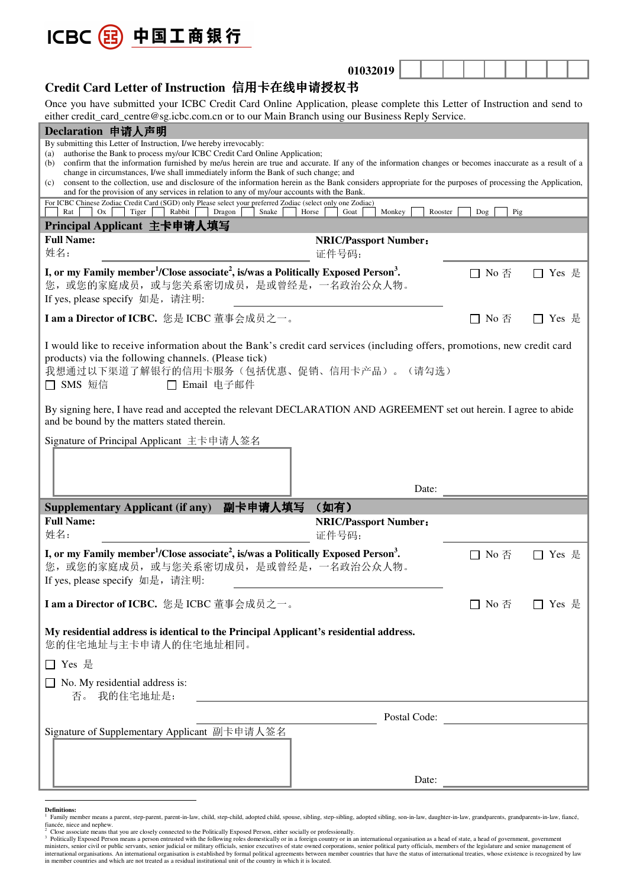ICBC 中国工商银行

01032019

## Credit Card Letter of Instruction 信用卡在线申请授权书

Once you have submitted your ICBC Credit Card Online Application, please complete this Letter of Instruction and send to either credit_card_centre@sg.icbc.com.cn or to our Main Branch using our Business Reply Service.

### Declaration 申请人声明

By submitting this Letter of Instruction, I/we hereby irrevocably:

(a) authorise the Bank to process my/our ICBC Credit Card Online Application;

(b) confirm that the information furnished by me/us herein are true and accurate. If any of the information changes or becomes inaccurate as a result of a change in circumstances, I/we shall immediately inform the Bank of such change; and

(c) consent to the collection, use and disclosure of the information herein as the Bank considers appropriate for the purposes of processing the Application, and for the provision of any services in relation to any of my/our accounts with the Bank.

For ICBC Chinese Zodiac Credit Card (SGD) only Please select your preferred Zodiac (select only one Zodiac)

☐ Rat ☐ Ox ☐ Tiger ☐ Rabbit ☐ Dragon ☐ Snake ☐ Horse ☐ Goat ☐ Monkey ☐ Rooster ☐ Dog ☐ Pig

### Principal Applicant 主卡申请人填写

**Full Name:** 姓名: ______________________ **NRIC/Passport Number:** 证件号码: ______________________

**I, or my Family member[1]/Close associate[2], is/was a Politically Exposed Person[3].** ☐ No 否 ☐ Yes 是
您，或您的家庭成员，或与您关系密切成员，是或曾经是，一名政治公众人物。
If yes, please specify 如是，请注明: ______________________

**I am a Director of ICBC.** 您是 ICBC 董事会成员之一。 ☐ No 否 ☐ Yes 是

I would like to receive information about the Bank's credit card services (including offers, promotions, new credit card products) via the following channels. (Please tick)
我想通过以下渠道了解银行的信用卡服务（包括优惠、促销、信用卡产品）。（请勾选）
☐ SMS 短信 ☐ Email 电子邮件

By signing here, I have read and accepted the relevant DECLARATION AND AGREEMENT set out herein. I agree to abide and be bound by the matters stated therein.

Signature of Principal Applicant 主卡申请人签名

Date: ______________________

### Supplementary Applicant (if any) 副卡申请人填写 （如有）

**Full Name:** 姓名: ______________________ **NRIC/Passport Number:** 证件号码: ______________________

**I, or my Family member[1]/Close associate[2], is/was a Politically Exposed Person[3].** ☐ No 否 ☐ Yes 是
您，或您的家庭成员，或与您关系密切成员，是或曾经是，一名政治公众人物。
If yes, please specify 如是，请注明: ______________________

**I am a Director of ICBC.** 您是 ICBC 董事会成员之一。 ☐ No 否 ☐ Yes 是

**My residential address is identical to the Principal Applicant's residential address.**
您的住宅地址与主卡申请人的住宅地址相同。

☐ Yes 是

☐ No. My residential address is:
否。 我的住宅地址是: ______________________

Postal Code: ______________________

Signature of Supplementary Applicant 副卡申请人签名

Date: ______________________

---

**Definitions:**

[1] Family member means a parent, step-parent, parent-in-law, child, step-child, adopted child, spouse, sibling, step-sibling, adopted sibling, son-in-law, daughter-in-law, grandparents, grandparents-in-law, fiancé, fiancée, niece and nephew.

[2] Close associate means that you are closely connected to the Politically Exposed Person, either socially or professionally.

[3] Politically Exposed Person means a person entrusted with the following roles domestically or in a foreign country or in an international organisation as a head of state, a head of government, government ministers, senior civil or public servants, senior judicial or military officials, senior executives of state owned corporations, senior political party officials, members of the legislature and senior management of international organisations. An international organisation is established by formal political agreements between member countries that have the status of international treaties, whose existence is recognized by law in member countries and which are not treated as a residual institutional unit of the country in which it is located.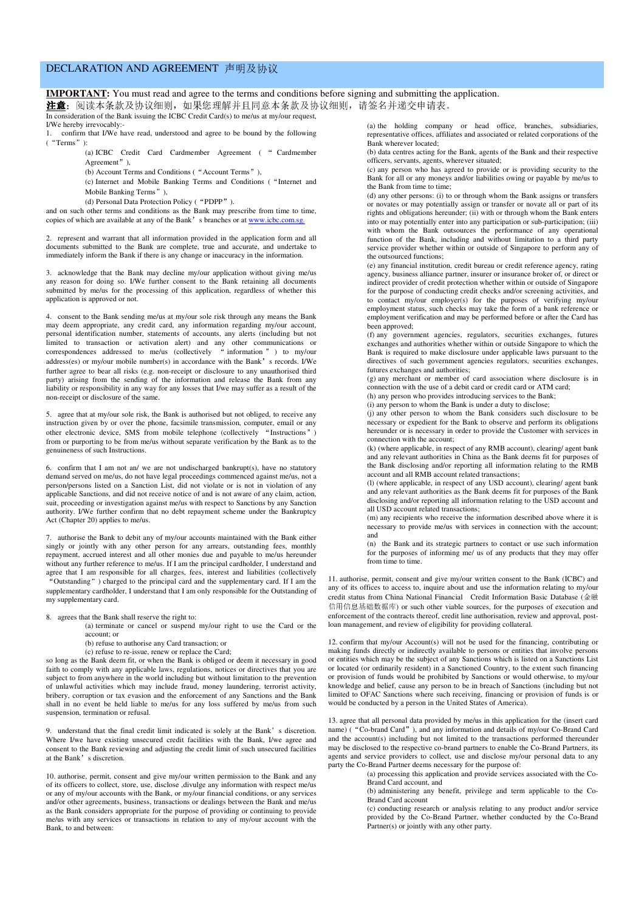## DECLARATION AND AGREEMENT 声明及协议

**IMPORTANT:** You must read and agree to the terms and conditions before signing and submitting the application.

**注意**：阅读本条款及协议细则，如果您理解并且同意本条款及协议细则，请签名并递交申请表。

In consideration of the Bank issuing the ICBC Credit Card(s) to me/us at my/our request, I/We hereby irrevocably:-

1. confirm that I/We have read, understood and agree to be bound by the following (“Terms”):

   (a) ICBC Credit Card Cardmember Agreement (“Cardmember Agreement”),

   (b) Account Terms and Conditions (“Account Terms”),

   (c) Internet and Mobile Banking Terms and Conditions (“Internet and Mobile Banking Terms”),

   (d) Personal Data Protection Policy (“PDPP”).

and on such other terms and conditions as the Bank may prescribe from time to time, copies of which are available at any of the Bank’s branches or at www.icbc.com.sg.

2. represent and warrant that all information provided in the application form and all documents submitted to the Bank are complete, true and accurate, and undertake to immediately inform the Bank if there is any change or inaccuracy in the information.

3. acknowledge that the Bank may decline my/our application without giving me/us any reason for doing so. I/We further consent to the Bank retaining all documents submitted by me/us for the processing of this application, regardless of whether this application is approved or not.

4. consent to the Bank sending me/us at my/our sole risk through any means the Bank may deem appropriate, any credit card, any information regarding my/our account, personal identification number, statements of accounts, any alerts (including but not limited to transaction or activation alert) and any other communications or correspondences addressed to me/us (collectively “information”) to my/our address(es) or my/our mobile number(s) in accordance with the Bank’s records. I/We further agree to bear all risks (e.g. non-receipt or disclosure to any unauthorised third party) arising from the sending of the information and release the Bank from any liability or responsibility in any way for any losses that I/we may suffer as a result of the non-receipt or disclosure of the same.

5. agree that at my/our sole risk, the Bank is authorised but not obliged, to receive any instruction given by or over the phone, facsimile transmission, computer, email or any other electronic device, SMS from mobile telephone (collectively “Instructions”) from or purporting to be from me/us without separate verification by the Bank as to the genuineness of such Instructions.

6. confirm that I am not an/ we are not undischarged bankrupt(s), have no statutory demand served on me/us, do not have legal proceedings commenced against me/us, not a person/persons listed on a Sanction List, did not violate or is not in violation of any applicable Sanctions, and did not receive notice of and is not aware of any claim, action, suit, proceeding or investigation against me/us with respect to Sanctions by any Sanction authority. I/We further confirm that no debt repayment scheme under the Bankruptcy Act (Chapter 20) applies to me/us.

7. authorise the Bank to debit any of my/our accounts maintained with the Bank either singly or jointly with any other person for any arrears, outstanding fees, monthly repayment, accrued interest and all other monies due and payable to me/us hereunder without any further reference to me/us. If I am the principal cardholder, I understand and agree that I am responsible for all charges, fees, interest and liabilities (collectively “Outstanding”) charged to the principal card and the supplementary card. If I am the supplementary cardholder, I understand that I am only responsible for the Outstanding of my supplementary card.

8. agrees that the Bank shall reserve the right to:

   (a) terminate or cancel or suspend my/our right to use the Card or the account; or

   (b) refuse to authorise any Card transaction; or

   (c) refuse to re-issue, renew or replace the Card;

so long as the Bank deem fit, or when the Bank is obliged or deem it necessary in good faith to comply with any applicable laws, regulations, notices or directives that you are subject to from anywhere in the world including but without limitation to the prevention of unlawful activities which may include fraud, money laundering, terrorist activity, bribery, corruption or tax evasion and the enforcement of any Sanctions and the Bank shall in no event be held liable to me/us for any loss suffered by me/us from such suspension, termination or refusal.

9. understand that the final credit limit indicated is solely at the Bank’s discretion. Where I/we have existing unsecured credit facilities with the Bank, I/we agree and consent to the Bank reviewing and adjusting the credit limit of such unsecured facilities at the Bank’s discretion.

10. authorise, permit, consent and give my/our written permission to the Bank and any of its officers to collect, store, use, disclose ,divulge any information with respect me/us or any of my/our accounts with the Bank, or my/our financial conditions, or any services and/or other agreements, business, transactions or dealings between the Bank and me/us as the Bank considers appropriate for the purpose of providing or continuing to provide me/us with any services or transactions in relation to any of my/our account with the Bank, to and between:

   (a) the holding company or head office, branches, subsidiaries, representative offices, affiliates and associated or related corporations of the Bank wherever located;

   (b) data centres acting for the Bank, agents of the Bank and their respective officers, servants, agents, wherever situated;

   (c) any person who has agreed to provide or is providing security to the Bank for all or any moneys and/or liabilities owing or payable by me/us to the Bank from time to time;

   (d) any other persons: (i) to or through whom the Bank assigns or transfers or novates or may potentially assign or transfer or novate all or part of its rights and obligations hereunder; (ii) with or through whom the Bank enters into or may potentially enter into any participation or sub-participation; (iii) with whom the Bank outsources the performance of any operational function of the Bank, including and without limitation to a third party service provider whether within or outside of Singapore to perform any of the outsourced functions;

   (e) any financial institution, credit bureau or credit reference agency, rating agency, business alliance partner, insurer or insurance broker of, or direct or indirect provider of credit protection whether within or outside of Singapore for the purpose of conducting credit checks and/or screening activities, and to contact my/our employer(s) for the purposes of verifying my/our employment status, such checks may take the form of a bank reference or employment verification and may be performed before or after the Card has been approved;

   (f) any government agencies, regulators, securities exchanges, futures exchanges and authorities whether within or outside Singapore to which the Bank is required to make disclosure under applicable laws pursuant to the directives of such government agencies regulators, securities exchanges, futures exchanges and authorities;

   (g) any merchant or member of card association where disclosure is in connection with the use of a debit card or credit card or ATM card;

   (h) any person who provides introducing services to the Bank;

   (i) any person to whom the Bank is under a duty to disclose;

   (j) any other person to whom the Bank considers such disclosure to be necessary or expedient for the Bank to observe and perform its obligations hereunder or is necessary in order to provide the Customer with services in connection with the account;

   (k) (where applicable, in respect of any RMB account), clearing/ agent bank and any relevant authorities in China as the Bank deems fit for purposes of the Bank disclosing and/or reporting all information relating to the RMB account and all RMB account related transactions;

   (l) (where applicable, in respect of any USD account), clearing/ agent bank and any relevant authorities as the Bank deems fit for purposes of the Bank disclosing and/or reporting all information relating to the USD account and all USD account related transactions;

   (m) any recipients who receive the information described above where it is necessary to provide me/us with services in connection with the account; and

   (n) the Bank and its strategic partners to contact or use such information for the purposes of informing me/ us of any products that they may offer from time to time.

11. authorise, permit, consent and give my/our written consent to the Bank (ICBC) and any of its offices to access to, inquire about and use the information relating to my/our credit status from China National Financial Credit Information Basic Database (金融信用信息基础数据库) or such other viable sources, for the purposes of execution and enforcement of the contracts thereof, credit line authorisation, review and approval, post-loan management, and review of eligibility for providing collateral.

12. confirm that my/our Account(s) will not be used for the financing, contributing or making funds directly or indirectly available to persons or entities that involve persons or entities which may be the subject of any Sanctions which is listed on a Sanctions List or located (or ordinarily resident) in a Sanctioned Country, to the extent such financing or provision of funds would be prohibited by Sanctions or would otherwise, to my/our knowledge and belief, cause any person to be in breach of Sanctions (including but not limited to OFAC Sanctions where such receiving, financing or provision of funds is or would be conducted by a person in the United States of America).

13. agree that all personal data provided by me/us in this application for the (insert card name) (“Co-brand Card”), and any information and details of my/our Co-Brand Card and the account(s) including but not limited to the transactions performed thereunder may be disclosed to the respective co-brand partners to enable the Co-Brand Partners, its agents and service providers to collect, use and disclose my/our personal data to any party the Co-Brand Partner deems necessary for the purpose of:

   (a) processing this application and provide services associated with the Co-Brand Card account, and

   (b) administering any benefit, privilege and term applicable to the Co-Brand Card account

   (c) conducting research or analysis relating to any product and/or service provided by the Co-Brand Partner, whether conducted by the Co-Brand Partner(s) or jointly with any other party.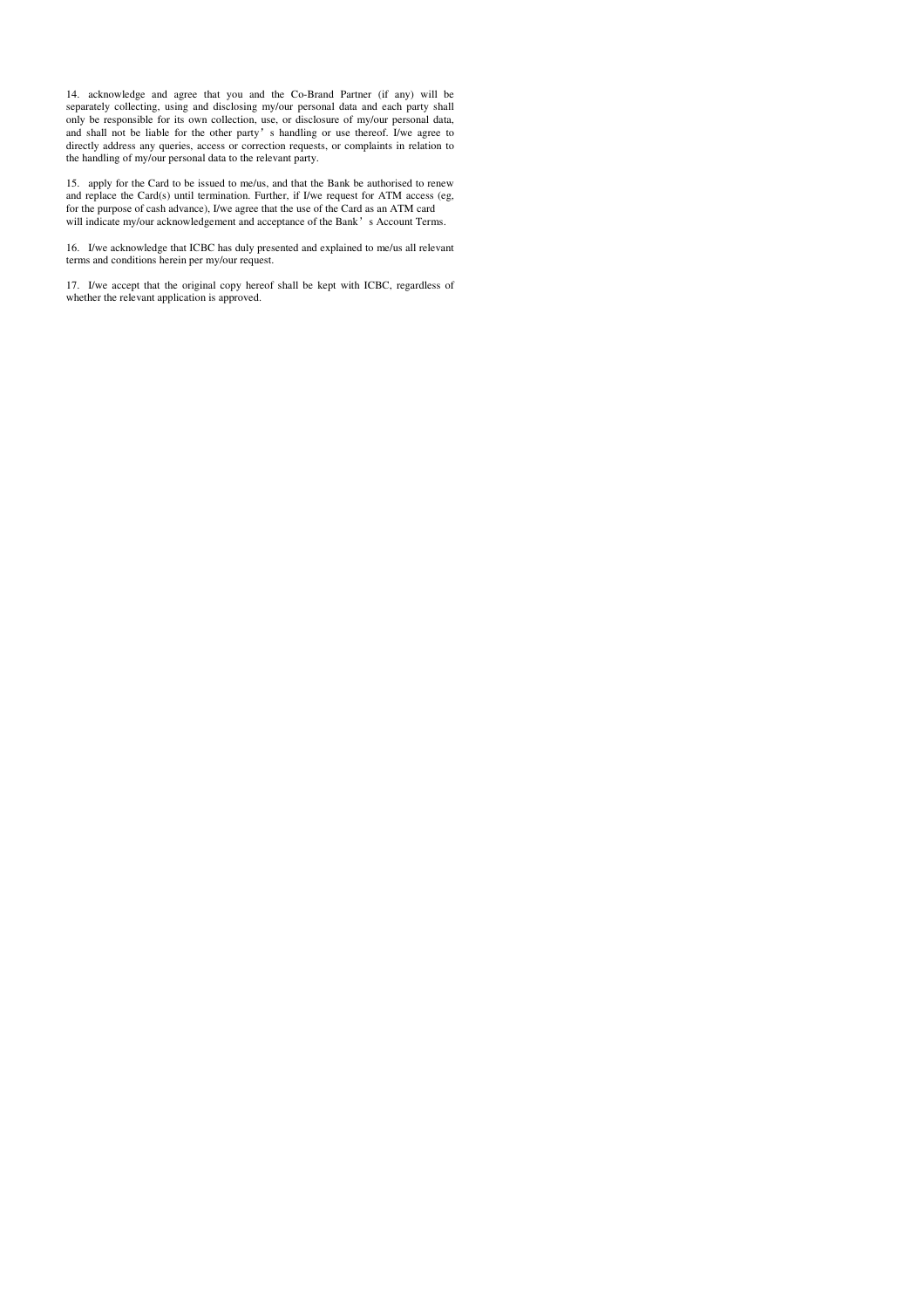14. acknowledge and agree that you and the Co-Brand Partner (if any) will be separately collecting, using and disclosing my/our personal data and each party shall only be responsible for its own collection, use, or disclosure of my/our personal data, and shall not be liable for the other party's handling or use thereof. I/we agree to directly address any queries, access or correction requests, or complaints in relation to the handling of my/our personal data to the relevant party.

15. apply for the Card to be issued to me/us, and that the Bank be authorised to renew and replace the Card(s) until termination. Further, if I/we request for ATM access (eg, for the purpose of cash advance), I/we agree that the use of the Card as an ATM card will indicate my/our acknowledgement and acceptance of the Bank's Account Terms.

16. I/we acknowledge that ICBC has duly presented and explained to me/us all relevant terms and conditions herein per my/our request.

17. I/we accept that the original copy hereof shall be kept with ICBC, regardless of whether the relevant application is approved.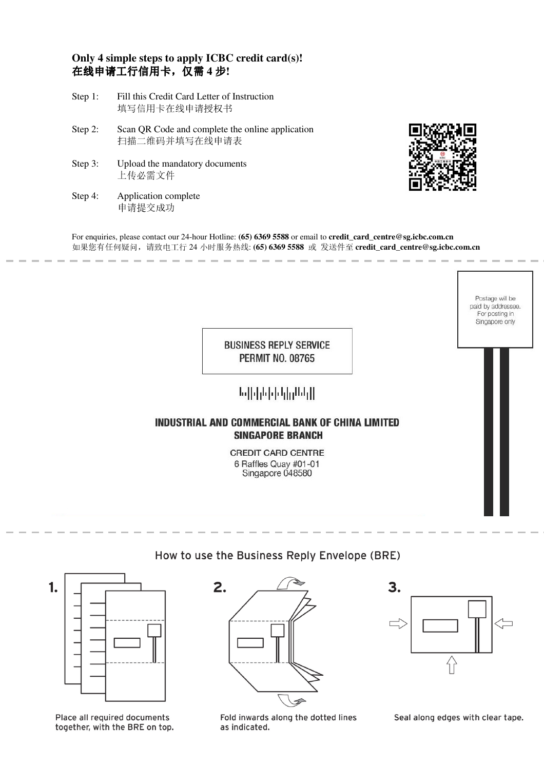**Only 4 simple steps to apply ICBC credit card(s)!**
**在线申请工行信用卡，仅需 4 步!**

Step 1: Fill this Credit Card Letter of Instruction
填写信用卡在线申请授权书

Step 2: Scan QR Code and complete the online application
扫描二维码并填写在线申请表

Step 3: Upload the mandatory documents
上传必需文件

Step 4: Application complete
申请提交成功

For enquiries, please contact our 24-hour Hotline: **(65) 6369 5588** or email to **credit_card_centre@sg.icbc.com.cn**
如果您有任何疑问，请致电工行 24 小时服务热线: **(65) 6369 5588** 或 发送件至 **credit_card_centre@sg.icbc.com.cn**

Postage will be paid by addressee. For posting in Singapore only

BUSINESS REPLY SERVICE
PERMIT NO. 08765

**INDUSTRIAL AND COMMERCIAL BANK OF CHINA LIMITED**
**SINGAPORE BRANCH**

CREDIT CARD CENTRE
6 Raffles Quay #01-01
Singapore 048580

How to use the Business Reply Envelope (BRE)

1. Place all required documents together, with the BRE on top.

2. Fold inwards along the dotted lines as indicated.

3. Seal along edges with clear tape.